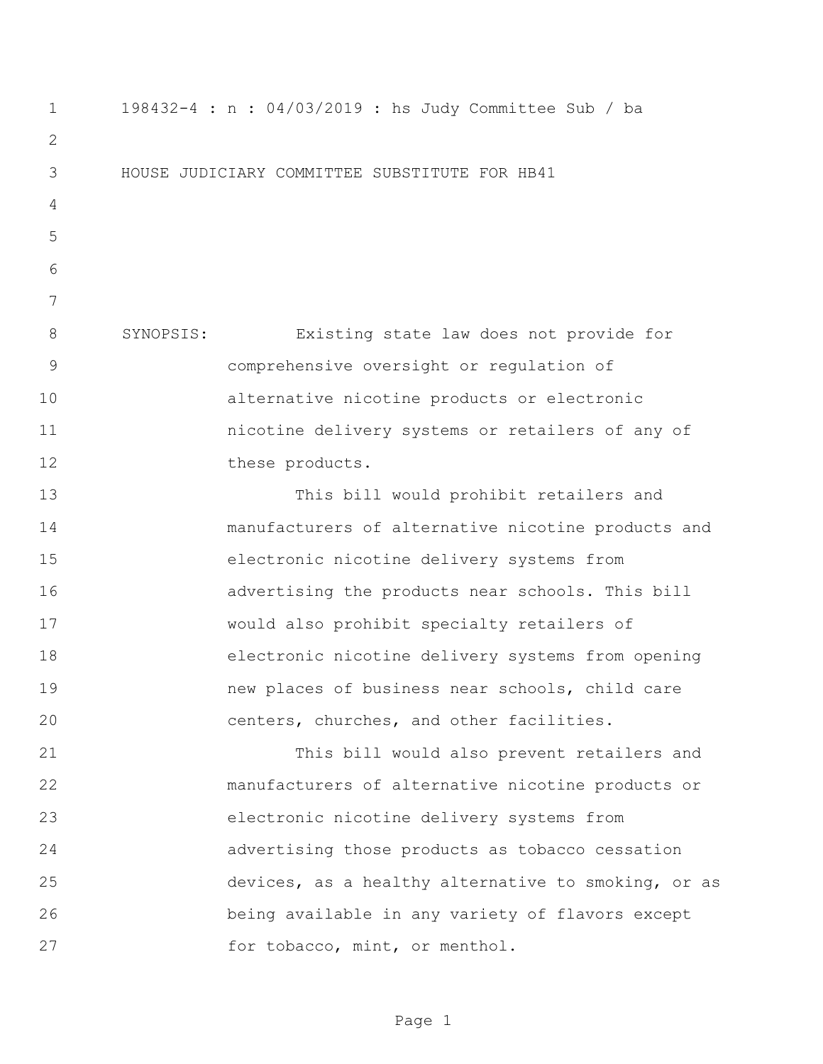198432-4 : n : 04/03/2019 : hs Judy Committee Sub / ba

HOUSE JUDICIARY COMMITTEE SUBSTITUTE FOR HB41

SYNOPSIS: Existing state law does not provide for comprehensive oversight or regulation of alternative nicotine products or electronic nicotine delivery systems or retailers of any of these products.

This bill would prohibit retailers and manufacturers of alternative nicotine products and electronic nicotine delivery systems from advertising the products near schools. This bill would also prohibit specialty retailers of electronic nicotine delivery systems from opening new places of business near schools, child care centers, churches, and other facilities.

This bill would also prevent retailers and manufacturers of alternative nicotine products or electronic nicotine delivery systems from advertising those products as tobacco cessation devices, as a healthy alternative to smoking, or as being available in any variety of flavors except for tobacco, mint, or menthol.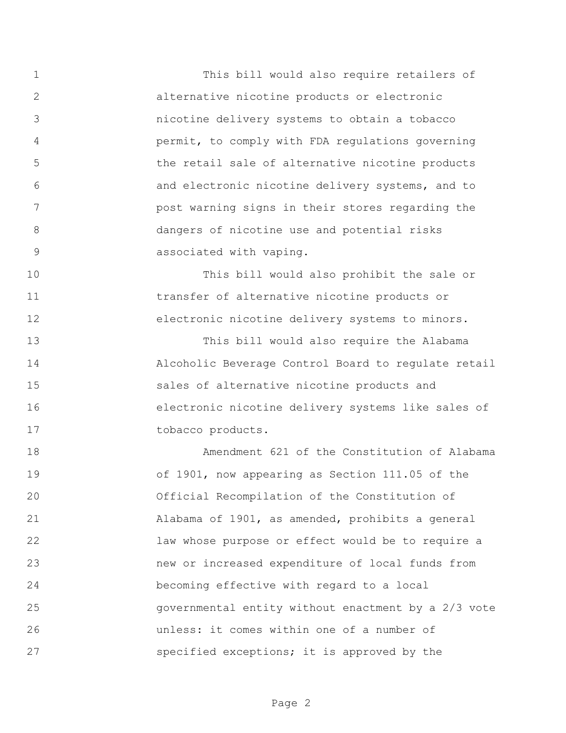This bill would also require retailers of alternative nicotine products or electronic nicotine delivery systems to obtain a tobacco permit, to comply with FDA regulations governing the retail sale of alternative nicotine products and electronic nicotine delivery systems, and to post warning signs in their stores regarding the dangers of nicotine use and potential risks associated with vaping.

This bill would also prohibit the sale or transfer of alternative nicotine products or electronic nicotine delivery systems to minors.

This bill would also require the Alabama Alcoholic Beverage Control Board to regulate retail sales of alternative nicotine products and electronic nicotine delivery systems like sales of tobacco products.

Amendment 621 of the Constitution of Alabama of 1901, now appearing as Section 111.05 of the Official Recompilation of the Constitution of Alabama of 1901, as amended, prohibits a general law whose purpose or effect would be to require a new or increased expenditure of local funds from becoming effective with regard to a local governmental entity without enactment by a 2/3 vote unless: it comes within one of a number of specified exceptions; it is approved by the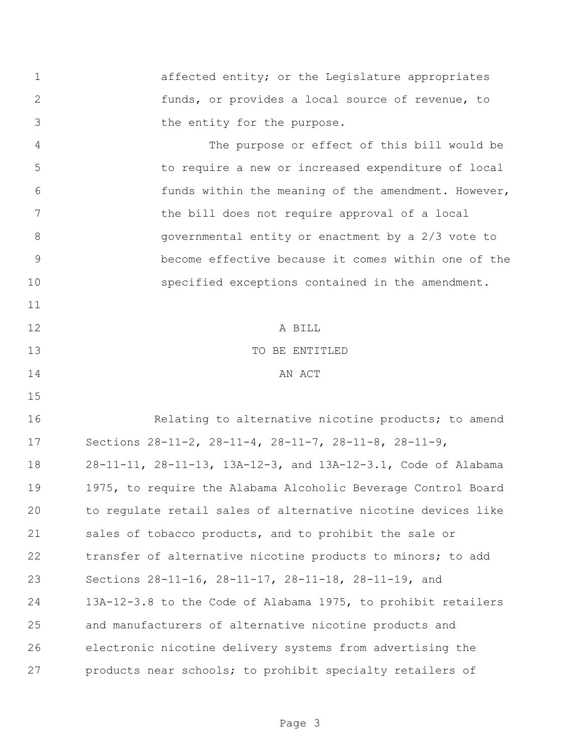affected entity; or the Legislature appropriates funds, or provides a local source of revenue, to the entity for the purpose.

The purpose or effect of this bill would be to require a new or increased expenditure of local funds within the meaning of the amendment. However, the bill does not require approval of a local governmental entity or enactment by a 2/3 vote to become effective because it comes within one of the specified exceptions contained in the amendment.

A BILL
TO BE ENTITLED
AN ACT

Relating to alternative nicotine products; to amend Sections 28-11-2, 28-11-4, 28-11-7, 28-11-8, 28-11-9, 28-11-11, 28-11-13, 13A-12-3, and 13A-12-3.1, Code of Alabama 1975, to require the Alabama Alcoholic Beverage Control Board to regulate retail sales of alternative nicotine devices like sales of tobacco products, and to prohibit the sale or transfer of alternative nicotine products to minors; to add Sections 28-11-16, 28-11-17, 28-11-18, 28-11-19, and 13A-12-3.8 to the Code of Alabama 1975, to prohibit retailers and manufacturers of alternative nicotine products and electronic nicotine delivery systems from advertising the products near schools; to prohibit specialty retailers of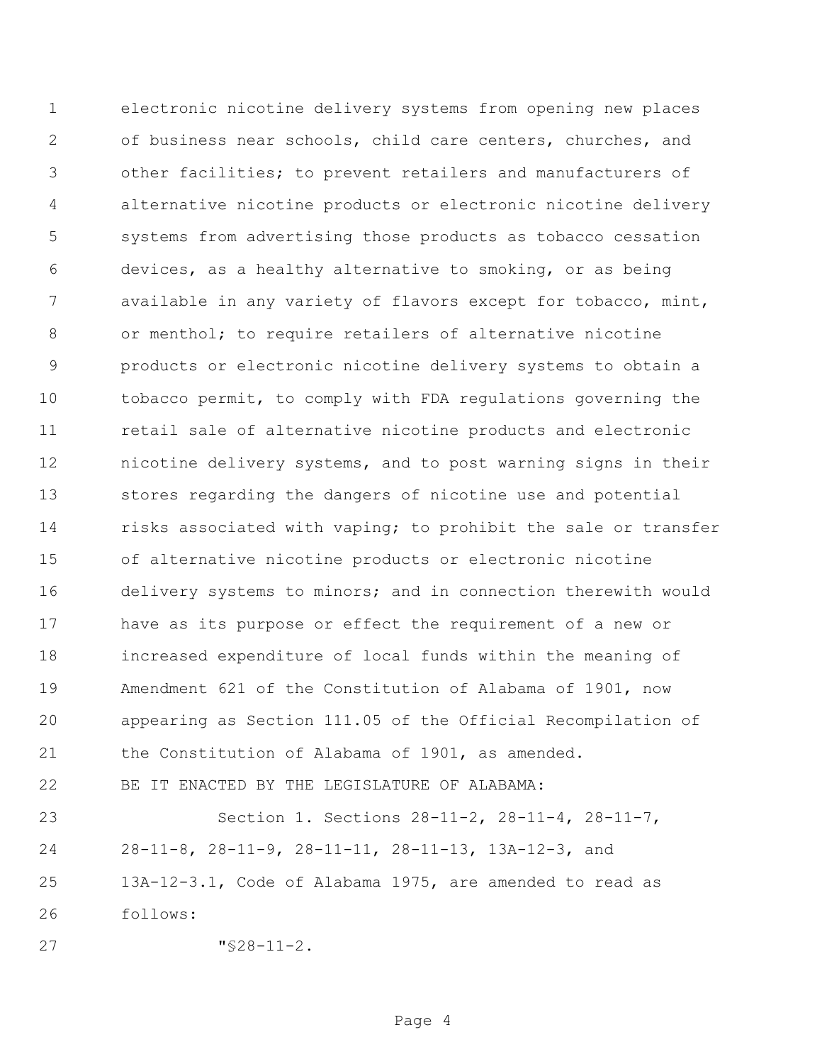electronic nicotine delivery systems from opening new places of business near schools, child care centers, churches, and other facilities; to prevent retailers and manufacturers of alternative nicotine products or electronic nicotine delivery systems from advertising those products as tobacco cessation devices, as a healthy alternative to smoking, or as being available in any variety of flavors except for tobacco, mint, or menthol; to require retailers of alternative nicotine products or electronic nicotine delivery systems to obtain a tobacco permit, to comply with FDA regulations governing the retail sale of alternative nicotine products and electronic nicotine delivery systems, and to post warning signs in their stores regarding the dangers of nicotine use and potential risks associated with vaping; to prohibit the sale or transfer of alternative nicotine products or electronic nicotine delivery systems to minors; and in connection therewith would have as its purpose or effect the requirement of a new or increased expenditure of local funds within the meaning of Amendment 621 of the Constitution of Alabama of 1901, now appearing as Section 111.05 of the Official Recompilation of the Constitution of Alabama of 1901, as amended.

BE IT ENACTED BY THE LEGISLATURE OF ALABAMA:

Section 1. Sections 28-11-2, 28-11-4, 28-11-7, 28-11-8, 28-11-9, 28-11-11, 28-11-13, 13A-12-3, and 13A-12-3.1, Code of Alabama 1975, are amended to read as follows:

"§28-11-2.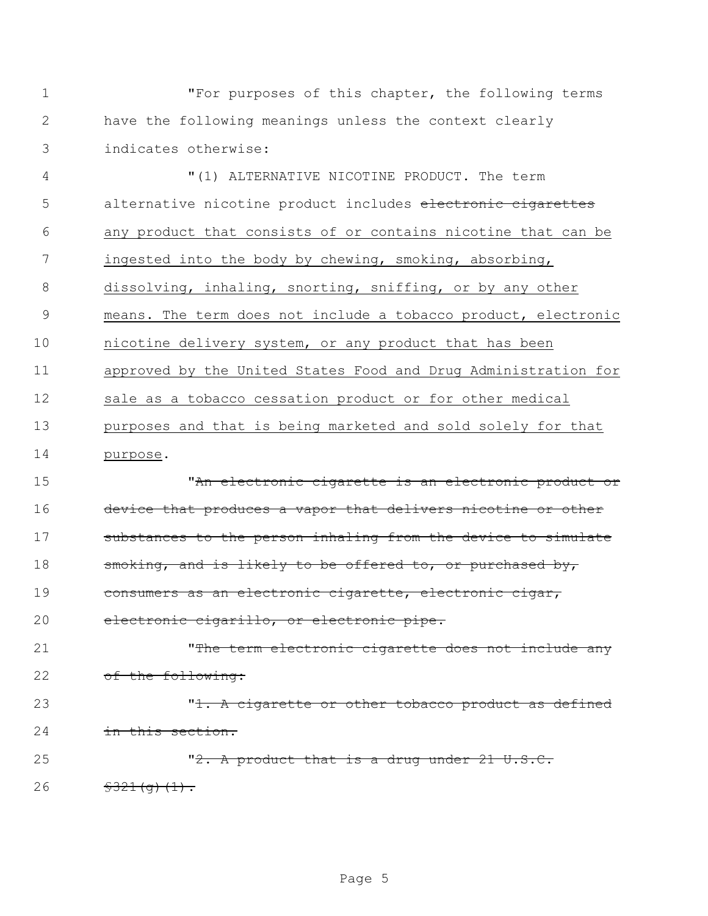"For purposes of this chapter, the following terms have the following meanings unless the context clearly indicates otherwise:

"(1) ALTERNATIVE NICOTINE PRODUCT. The term alternative nicotine product includes ~~electronic cigarettes~~ <u>any product that consists of or contains nicotine that can be ingested into the body by chewing, smoking, absorbing, dissolving, inhaling, snorting, sniffing, or by any other means. The term does not include a tobacco product, electronic nicotine delivery system, or any product that has been approved by the United States Food and Drug Administration for sale as a tobacco cessation product or for other medical purposes and that is being marketed and sold solely for that purpose</u>.

"~~An electronic cigarette is an electronic product or device that produces a vapor that delivers nicotine or other substances to the person inhaling from the device to simulate smoking, and is likely to be offered to, or purchased by, consumers as an electronic cigarette, electronic cigar, electronic cigarillo, or electronic pipe.~~

"~~The term electronic cigarette does not include any of the following:~~

"~~1. A cigarette or other tobacco product as defined in this section.~~

"~~2. A product that is a drug under 21 U.S.C. §321(g)(1).~~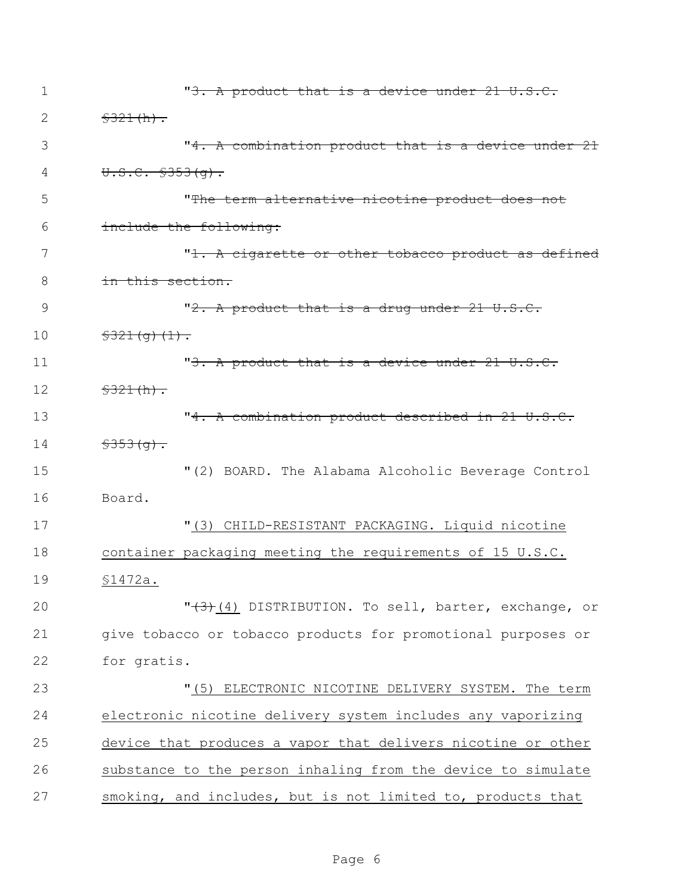"~~3. A product that is a device under 21 U.S.C. §321(h).~~

"~~4. A combination product that is a device under 21 U.S.C. §353(g).~~

"~~The term alternative nicotine product does not include the following:~~

"~~1. A cigarette or other tobacco product as defined in this section.~~

"~~2. A product that is a drug under 21 U.S.C. §321(g)(1).~~

"~~3. A product that is a device under 21 U.S.C. §321(h).~~

"~~4. A combination product described in 21 U.S.C. §353(g).~~

"(2) BOARD. The Alabama Alcoholic Beverage Control Board.

"<u>(3) CHILD-RESISTANT PACKAGING. Liquid nicotine container packaging meeting the requirements of 15 U.S.C. §1472a.</u>

"~~(3)~~<u>(4)</u> DISTRIBUTION. To sell, barter, exchange, or give tobacco or tobacco products for promotional purposes or for gratis.

"<u>(5) ELECTRONIC NICOTINE DELIVERY SYSTEM. The term electronic nicotine delivery system includes any vaporizing device that produces a vapor that delivers nicotine or other substance to the person inhaling from the device to simulate smoking, and includes, but is not limited to, products that</u>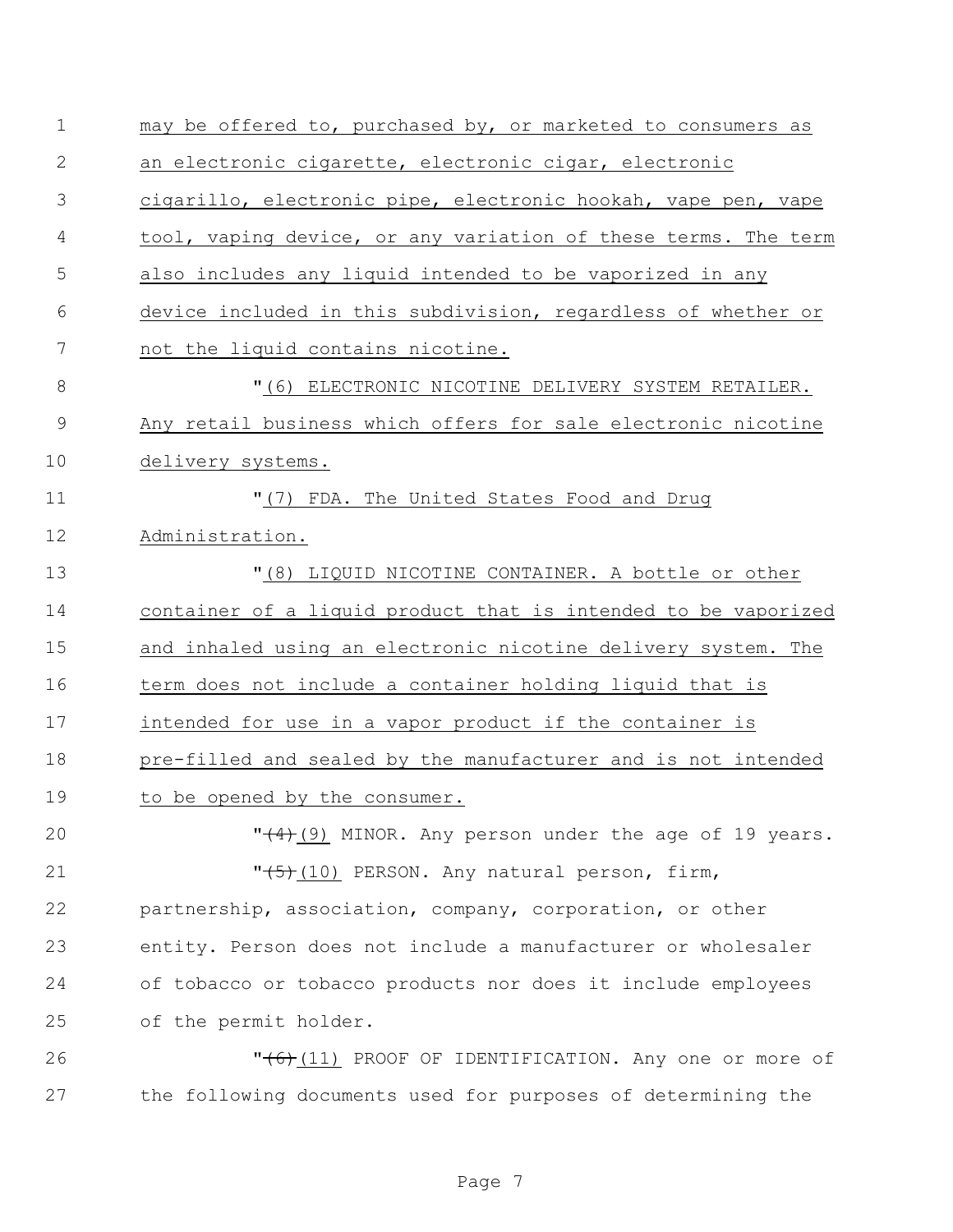may be offered to, purchased by, or marketed to consumers as an electronic cigarette, electronic cigar, electronic cigarillo, electronic pipe, electronic hookah, vape pen, vape tool, vaping device, or any variation of these terms. The term also includes any liquid intended to be vaporized in any device included in this subdivision, regardless of whether or not the liquid contains nicotine.

"(6) ELECTRONIC NICOTINE DELIVERY SYSTEM RETAILER. Any retail business which offers for sale electronic nicotine delivery systems.

"(7) FDA. The United States Food and Drug Administration.

"(8) LIQUID NICOTINE CONTAINER. A bottle or other container of a liquid product that is intended to be vaporized and inhaled using an electronic nicotine delivery system. The term does not include a container holding liquid that is intended for use in a vapor product if the container is pre-filled and sealed by the manufacturer and is not intended to be opened by the consumer.

"~~(4)~~(9) MINOR. Any person under the age of 19 years.

"~~(5)~~(10) PERSON. Any natural person, firm, partnership, association, company, corporation, or other entity. Person does not include a manufacturer or wholesaler of tobacco or tobacco products nor does it include employees of the permit holder.

"~~(6)~~(11) PROOF OF IDENTIFICATION. Any one or more of the following documents used for purposes of determining the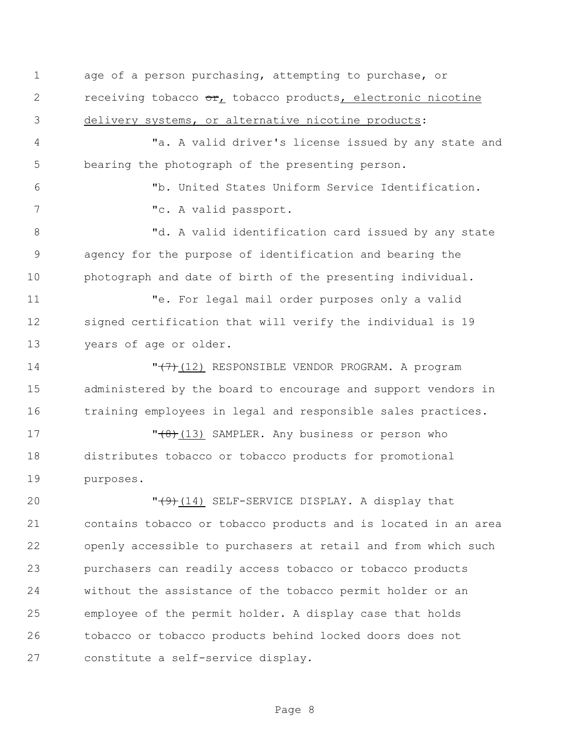age of a person purchasing, attempting to purchase, or receiving tobacco ~~or~~, tobacco products, electronic nicotine delivery systems, or alternative nicotine products:

"a. A valid driver's license issued by any state and bearing the photograph of the presenting person.

"b. United States Uniform Service Identification.

"c. A valid passport.

"d. A valid identification card issued by any state agency for the purpose of identification and bearing the photograph and date of birth of the presenting individual.

"e. For legal mail order purposes only a valid signed certification that will verify the individual is 19 years of age or older.

"~~(7)~~ (12) RESPONSIBLE VENDOR PROGRAM. A program administered by the board to encourage and support vendors in training employees in legal and responsible sales practices.

"~~(8)~~ (13) SAMPLER. Any business or person who distributes tobacco or tobacco products for promotional purposes.

"~~(9)~~ (14) SELF-SERVICE DISPLAY. A display that contains tobacco or tobacco products and is located in an area openly accessible to purchasers at retail and from which such purchasers can readily access tobacco or tobacco products without the assistance of the tobacco permit holder or an employee of the permit holder. A display case that holds tobacco or tobacco products behind locked doors does not constitute a self-service display.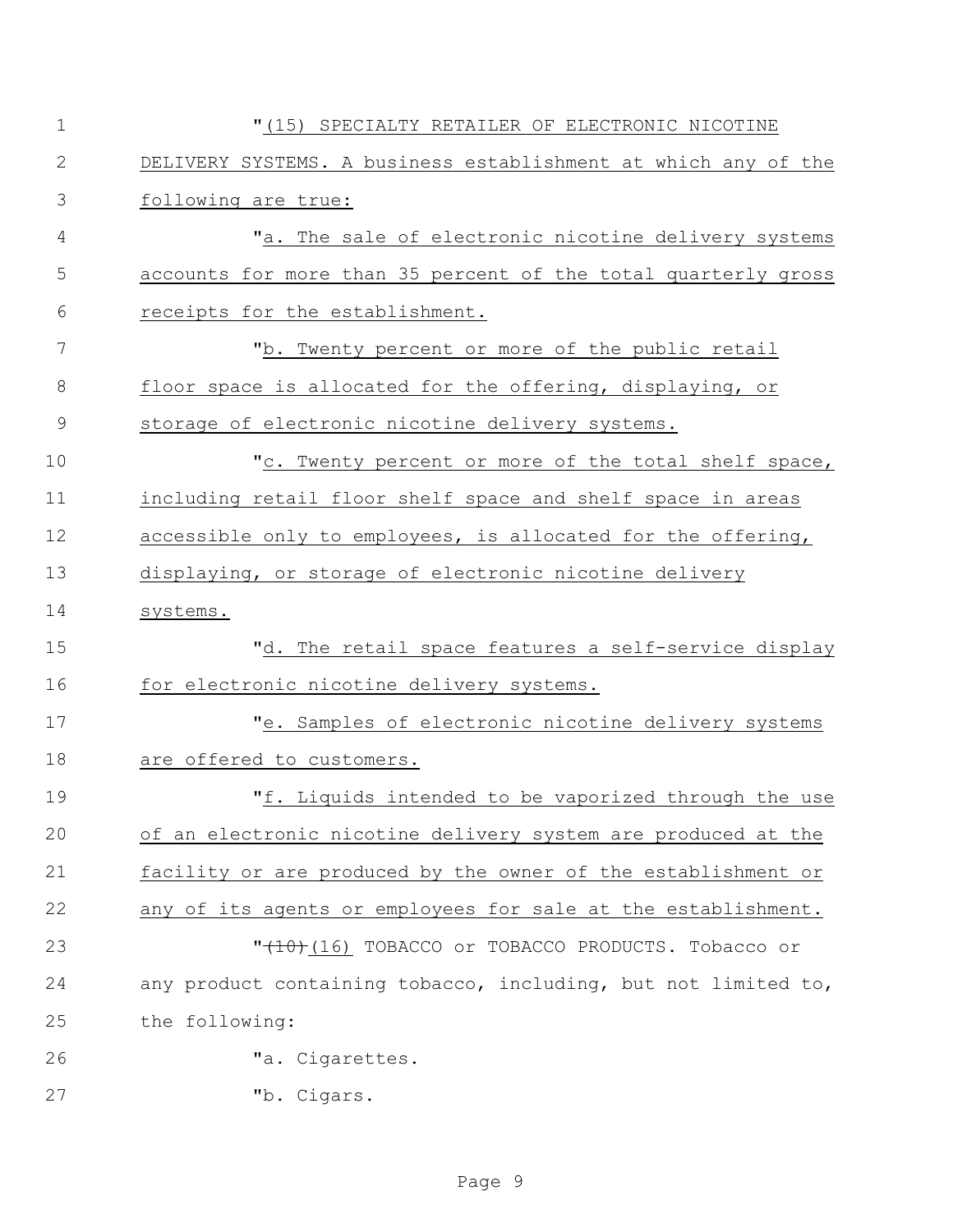"(15) SPECIALTY RETAILER OF ELECTRONIC NICOTINE DELIVERY SYSTEMS. A business establishment at which any of the following are true:

"a. The sale of electronic nicotine delivery systems accounts for more than 35 percent of the total quarterly gross receipts for the establishment.

"b. Twenty percent or more of the public retail floor space is allocated for the offering, displaying, or storage of electronic nicotine delivery systems.

"c. Twenty percent or more of the total shelf space, including retail floor shelf space and shelf space in areas accessible only to employees, is allocated for the offering, displaying, or storage of electronic nicotine delivery systems.

"d. The retail space features a self-service display for electronic nicotine delivery systems.

"e. Samples of electronic nicotine delivery systems are offered to customers.

"f. Liquids intended to be vaporized through the use of an electronic nicotine delivery system are produced at the facility or are produced by the owner of the establishment or any of its agents or employees for sale at the establishment.

"~~(10)~~(16) TOBACCO or TOBACCO PRODUCTS. Tobacco or any product containing tobacco, including, but not limited to, the following:

"a. Cigarettes.

"b. Cigars.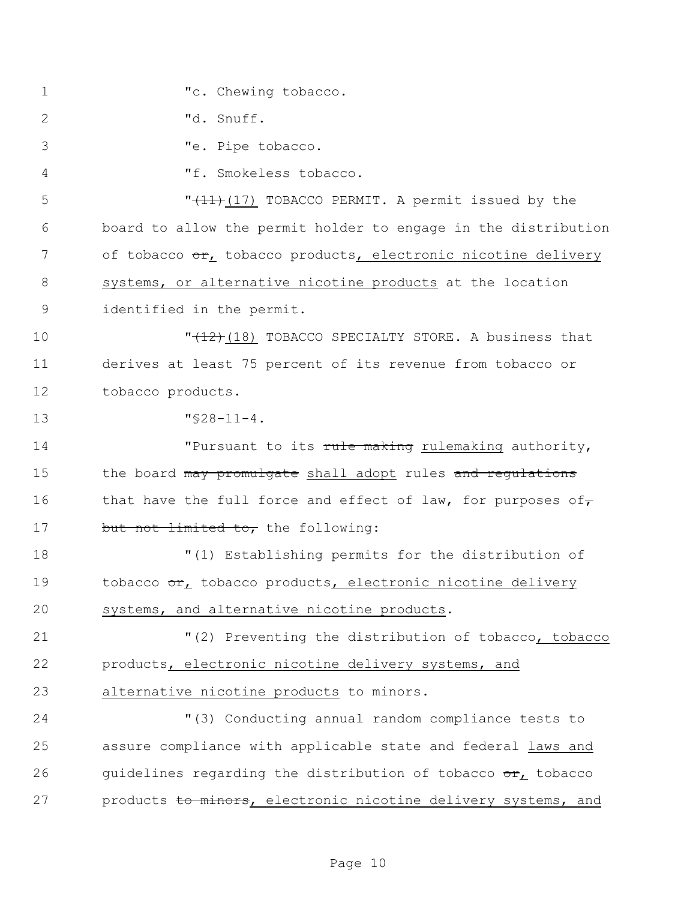"c. Chewing tobacco.

"d. Snuff.

"e. Pipe tobacco.

"f. Smokeless tobacco.

"~~(11)~~ <u>(17)</u> TOBACCO PERMIT. A permit issued by the board to allow the permit holder to engage in the distribution of tobacco ~~or~~<u>,</u> tobacco products<u>, electronic nicotine delivery systems, or alternative nicotine products</u> at the location identified in the permit.

"~~(12)~~ <u>(18)</u> TOBACCO SPECIALTY STORE. A business that derives at least 75 percent of its revenue from tobacco or tobacco products.

"§28-11-4.

"Pursuant to its ~~rule making~~ <u>rulemaking</u> authority, the board ~~may promulgate~~ <u>shall adopt</u> rules ~~and regulations~~ that have the full force and effect of law, for purposes of~~, but not limited to,~~ the following:

"(1) Establishing permits for the distribution of tobacco ~~or~~<u>,</u> tobacco products<u>, electronic nicotine delivery systems, and alternative nicotine products</u>.

"(2) Preventing the distribution of tobacco<u>, tobacco products, electronic nicotine delivery systems, and alternative nicotine products</u> to minors.

"(3) Conducting annual random compliance tests to assure compliance with applicable state and federal <u>laws and</u> guidelines regarding the distribution of tobacco ~~or~~<u>,</u> tobacco products ~~to minors~~<u>, electronic nicotine delivery systems, and</u>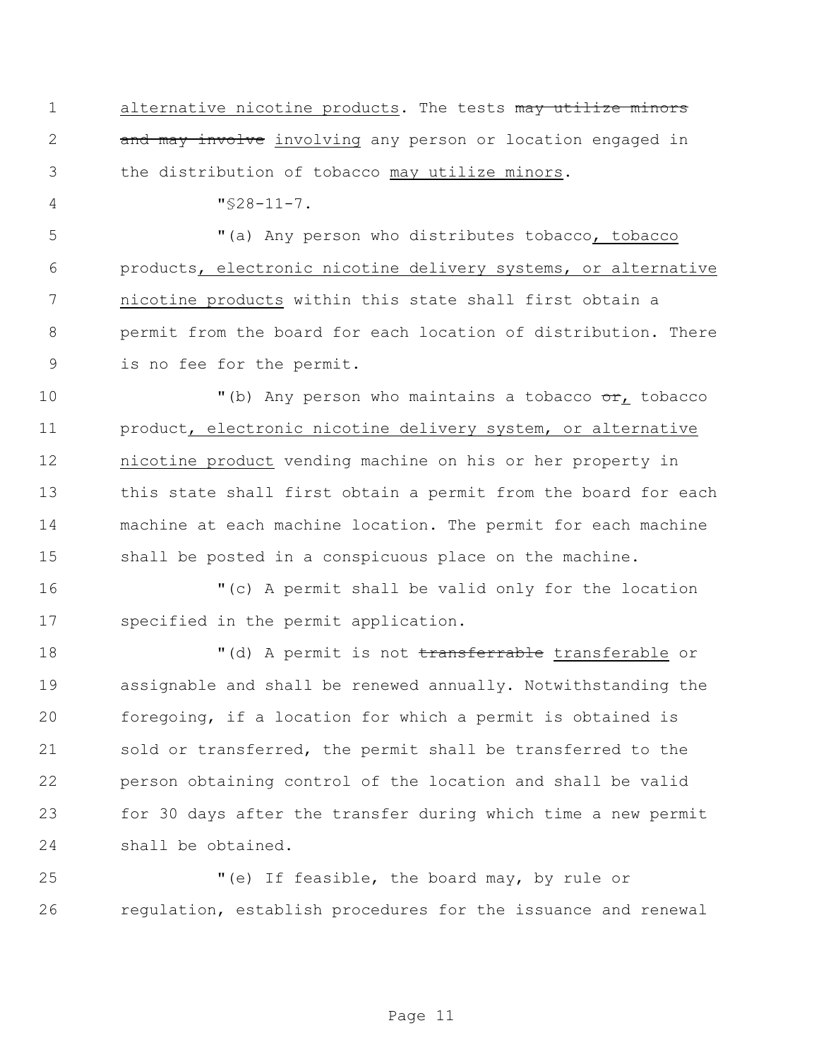alternative nicotine products. The tests ~~may utilize minors and may involve~~ involving any person or location engaged in the distribution of tobacco may utilize minors.

"§28-11-7.

"(a) Any person who distributes tobacco, tobacco products, electronic nicotine delivery systems, or alternative nicotine products within this state shall first obtain a permit from the board for each location of distribution. There is no fee for the permit.

"(b) Any person who maintains a tobacco ~~or~~, tobacco product, electronic nicotine delivery system, or alternative nicotine product vending machine on his or her property in this state shall first obtain a permit from the board for each machine at each machine location. The permit for each machine shall be posted in a conspicuous place on the machine.

"(c) A permit shall be valid only for the location specified in the permit application.

"(d) A permit is not ~~transferrable~~ transferable or assignable and shall be renewed annually. Notwithstanding the foregoing, if a location for which a permit is obtained is sold or transferred, the permit shall be transferred to the person obtaining control of the location and shall be valid for 30 days after the transfer during which time a new permit shall be obtained.

"(e) If feasible, the board may, by rule or regulation, establish procedures for the issuance and renewal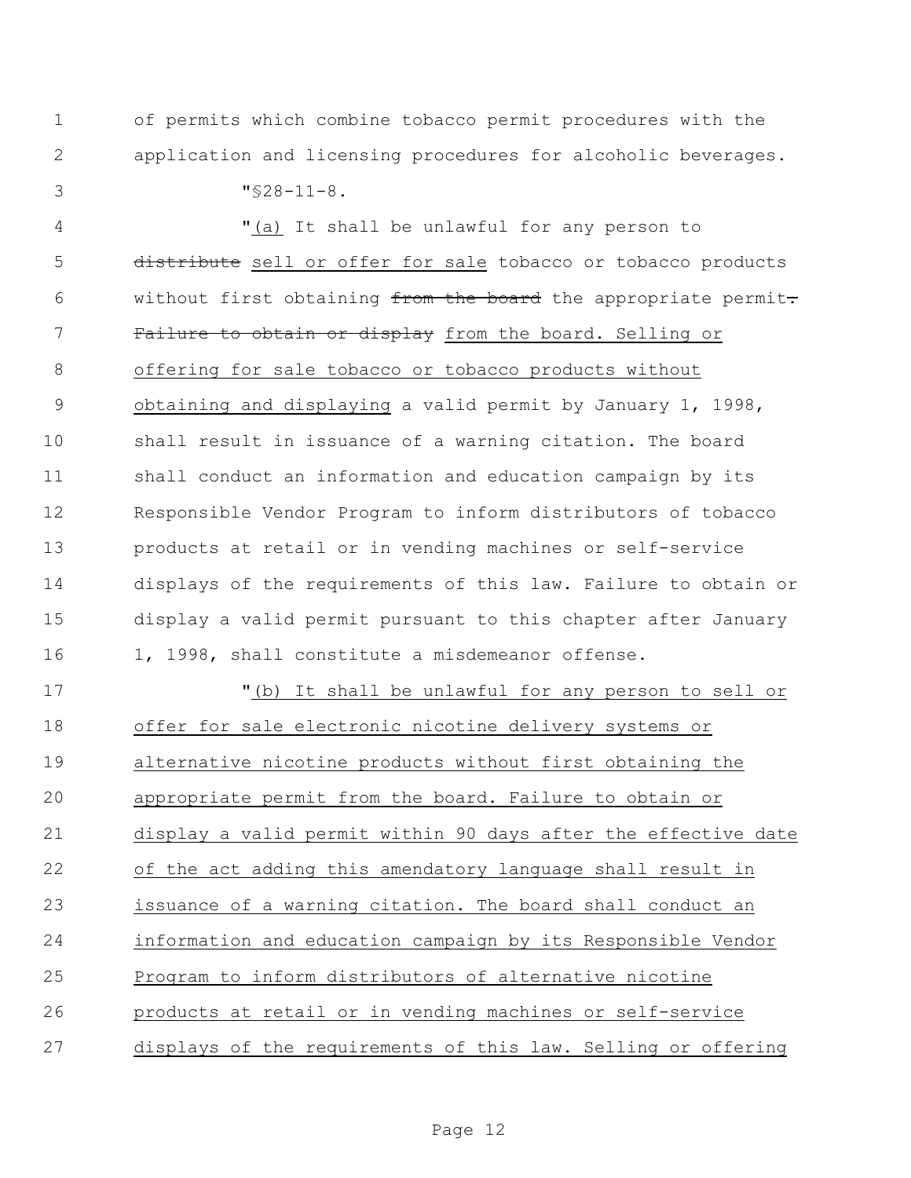of permits which combine tobacco permit procedures with the application and licensing procedures for alcoholic beverages.

"§28-11-8.

"(a) It shall be unlawful for any person to ~~distribute~~ sell or offer for sale tobacco or tobacco products without first obtaining ~~from the board~~ the appropriate permit~~.~~ ~~Failure to obtain or display~~ from the board. Selling or offering for sale tobacco or tobacco products without obtaining and displaying a valid permit by January 1, 1998, shall result in issuance of a warning citation. The board shall conduct an information and education campaign by its Responsible Vendor Program to inform distributors of tobacco products at retail or in vending machines or self-service displays of the requirements of this law. Failure to obtain or display a valid permit pursuant to this chapter after January 1, 1998, shall constitute a misdemeanor offense.

"(b) It shall be unlawful for any person to sell or offer for sale electronic nicotine delivery systems or alternative nicotine products without first obtaining the appropriate permit from the board. Failure to obtain or display a valid permit within 90 days after the effective date of the act adding this amendatory language shall result in issuance of a warning citation. The board shall conduct an information and education campaign by its Responsible Vendor Program to inform distributors of alternative nicotine products at retail or in vending machines or self-service displays of the requirements of this law. Selling or offering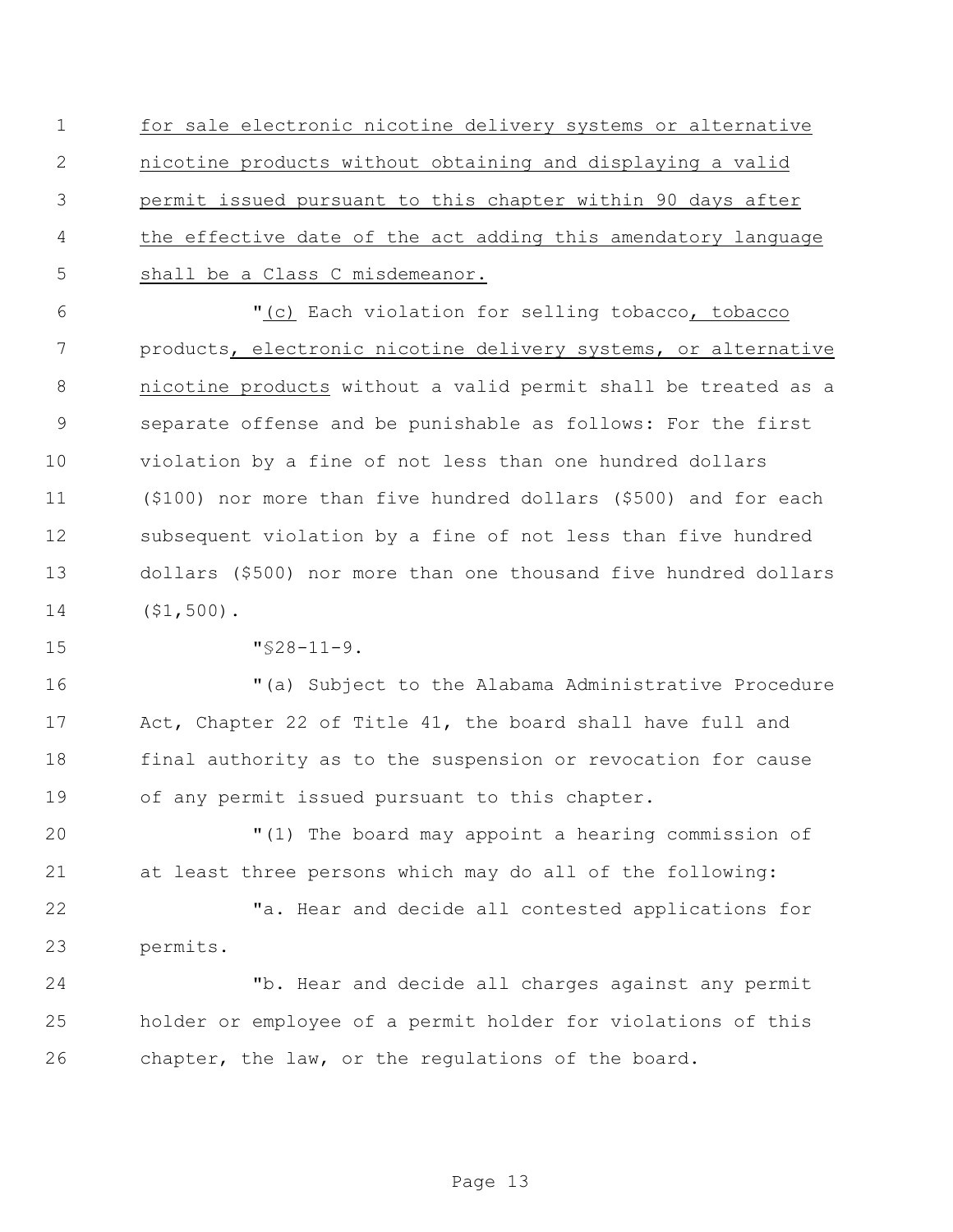for sale electronic nicotine delivery systems or alternative nicotine products without obtaining and displaying a valid permit issued pursuant to this chapter within 90 days after the effective date of the act adding this amendatory language shall be a Class C misdemeanor.

"(c) Each violation for selling tobacco, tobacco products, electronic nicotine delivery systems, or alternative nicotine products without a valid permit shall be treated as a separate offense and be punishable as follows: For the first violation by a fine of not less than one hundred dollars ($100) nor more than five hundred dollars ($500) and for each subsequent violation by a fine of not less than five hundred dollars ($500) nor more than one thousand five hundred dollars ($1,500).

"§28-11-9.

"(a) Subject to the Alabama Administrative Procedure Act, Chapter 22 of Title 41, the board shall have full and final authority as to the suspension or revocation for cause of any permit issued pursuant to this chapter.

"(1) The board may appoint a hearing commission of at least three persons which may do all of the following:

"a. Hear and decide all contested applications for permits.

"b. Hear and decide all charges against any permit holder or employee of a permit holder for violations of this chapter, the law, or the regulations of the board.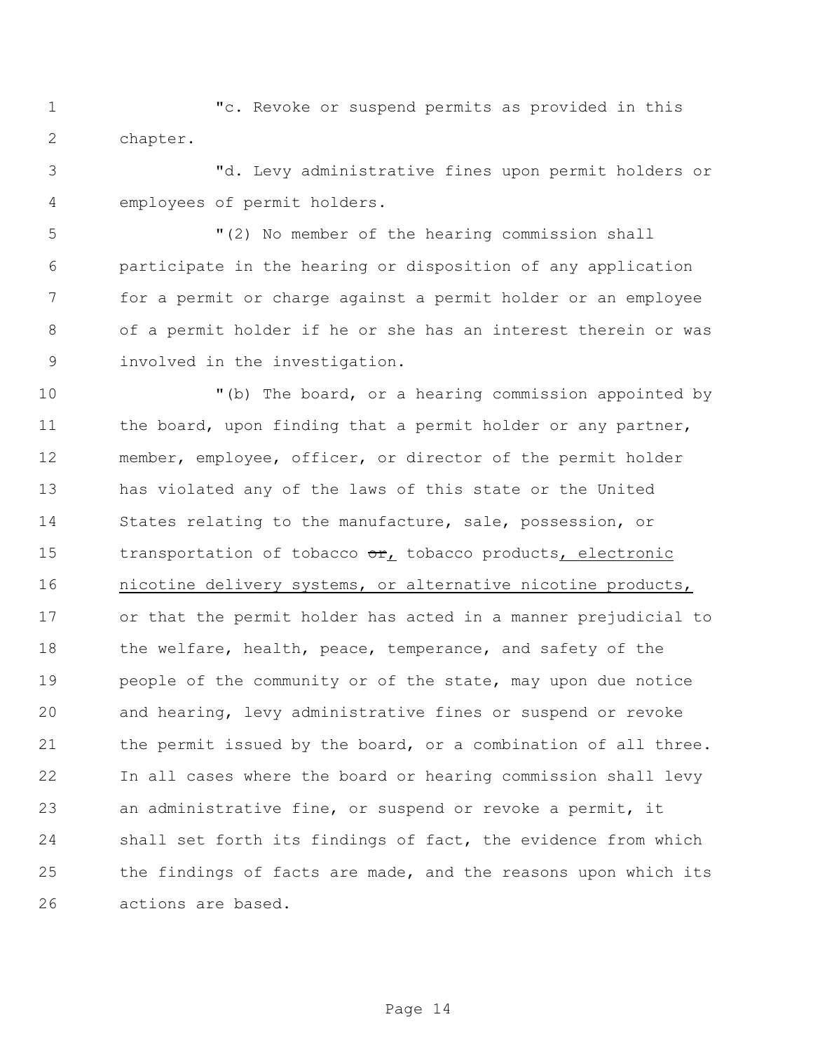"c. Revoke or suspend permits as provided in this chapter.

"d. Levy administrative fines upon permit holders or employees of permit holders.

"(2) No member of the hearing commission shall participate in the hearing or disposition of any application for a permit or charge against a permit holder or an employee of a permit holder if he or she has an interest therein or was involved in the investigation.

"(b) The board, or a hearing commission appointed by the board, upon finding that a permit holder or any partner, member, employee, officer, or director of the permit holder has violated any of the laws of this state or the United States relating to the manufacture, sale, possession, or transportation of tobacco ~~or~~<u>,</u> tobacco products<u>, electronic nicotine delivery systems, or alternative nicotine products,</u> or that the permit holder has acted in a manner prejudicial to the welfare, health, peace, temperance, and safety of the people of the community or of the state, may upon due notice and hearing, levy administrative fines or suspend or revoke the permit issued by the board, or a combination of all three. In all cases where the board or hearing commission shall levy an administrative fine, or suspend or revoke a permit, it shall set forth its findings of fact, the evidence from which the findings of facts are made, and the reasons upon which its actions are based.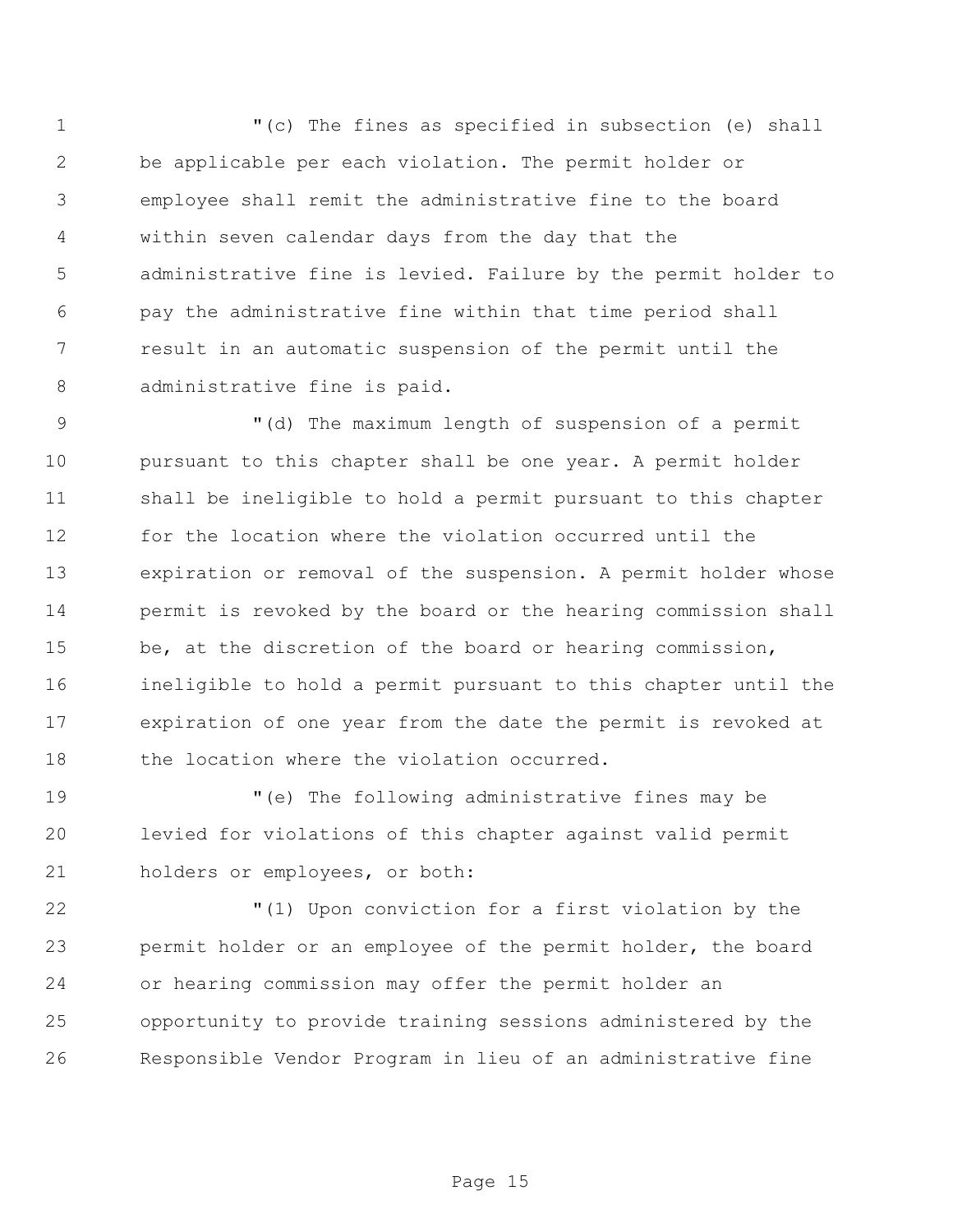"(c) The fines as specified in subsection (e) shall be applicable per each violation. The permit holder or employee shall remit the administrative fine to the board within seven calendar days from the day that the administrative fine is levied. Failure by the permit holder to pay the administrative fine within that time period shall result in an automatic suspension of the permit until the administrative fine is paid.

"(d) The maximum length of suspension of a permit pursuant to this chapter shall be one year. A permit holder shall be ineligible to hold a permit pursuant to this chapter for the location where the violation occurred until the expiration or removal of the suspension. A permit holder whose permit is revoked by the board or the hearing commission shall be, at the discretion of the board or hearing commission, ineligible to hold a permit pursuant to this chapter until the expiration of one year from the date the permit is revoked at the location where the violation occurred.

"(e) The following administrative fines may be levied for violations of this chapter against valid permit holders or employees, or both:

"(1) Upon conviction for a first violation by the permit holder or an employee of the permit holder, the board or hearing commission may offer the permit holder an opportunity to provide training sessions administered by the Responsible Vendor Program in lieu of an administrative fine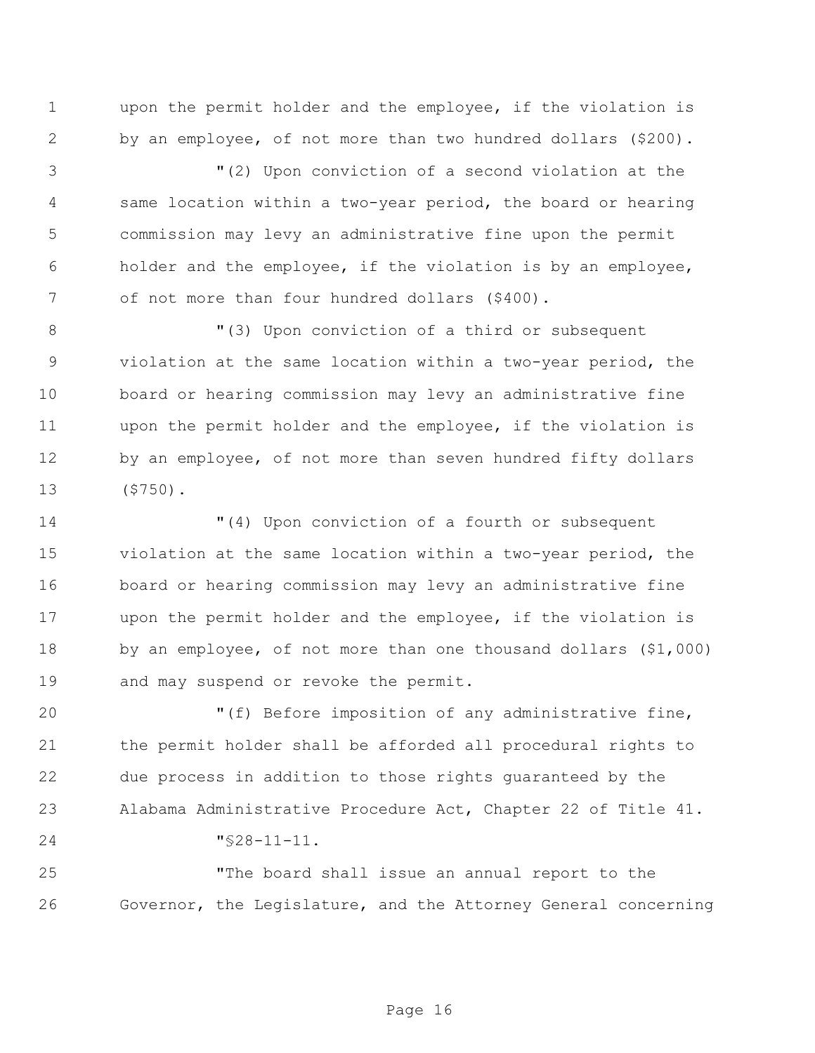upon the permit holder and the employee, if the violation is by an employee, of not more than two hundred dollars ($200).

"(2) Upon conviction of a second violation at the same location within a two-year period, the board or hearing commission may levy an administrative fine upon the permit holder and the employee, if the violation is by an employee, of not more than four hundred dollars ($400).

"(3) Upon conviction of a third or subsequent violation at the same location within a two-year period, the board or hearing commission may levy an administrative fine upon the permit holder and the employee, if the violation is by an employee, of not more than seven hundred fifty dollars ($750).

"(4) Upon conviction of a fourth or subsequent violation at the same location within a two-year period, the board or hearing commission may levy an administrative fine upon the permit holder and the employee, if the violation is by an employee, of not more than one thousand dollars ($1,000) and may suspend or revoke the permit.

"(f) Before imposition of any administrative fine, the permit holder shall be afforded all procedural rights to due process in addition to those rights guaranteed by the Alabama Administrative Procedure Act, Chapter 22 of Title 41.

"§28-11-11.

"The board shall issue an annual report to the Governor, the Legislature, and the Attorney General concerning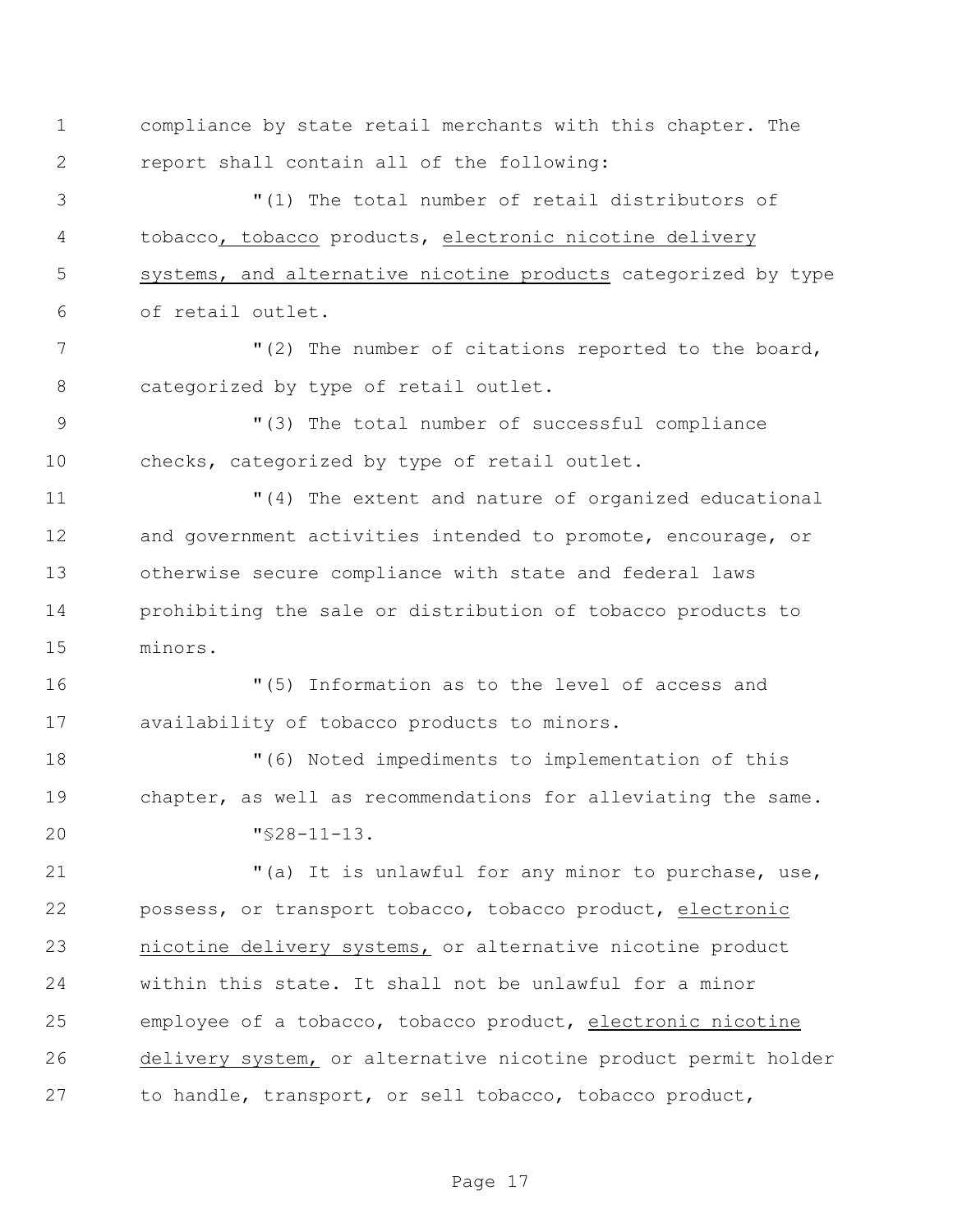compliance by state retail merchants with this chapter. The report shall contain all of the following:

"(1) The total number of retail distributors of tobacco, tobacco products, electronic nicotine delivery systems, and alternative nicotine products categorized by type of retail outlet.

"(2) The number of citations reported to the board, categorized by type of retail outlet.

"(3) The total number of successful compliance checks, categorized by type of retail outlet.

"(4) The extent and nature of organized educational and government activities intended to promote, encourage, or otherwise secure compliance with state and federal laws prohibiting the sale or distribution of tobacco products to minors.

"(5) Information as to the level of access and availability of tobacco products to minors.

"(6) Noted impediments to implementation of this chapter, as well as recommendations for alleviating the same.

"§28-11-13.

"(a) It is unlawful for any minor to purchase, use, possess, or transport tobacco, tobacco product, electronic nicotine delivery systems, or alternative nicotine product within this state. It shall not be unlawful for a minor employee of a tobacco, tobacco product, electronic nicotine delivery system, or alternative nicotine product permit holder to handle, transport, or sell tobacco, tobacco product,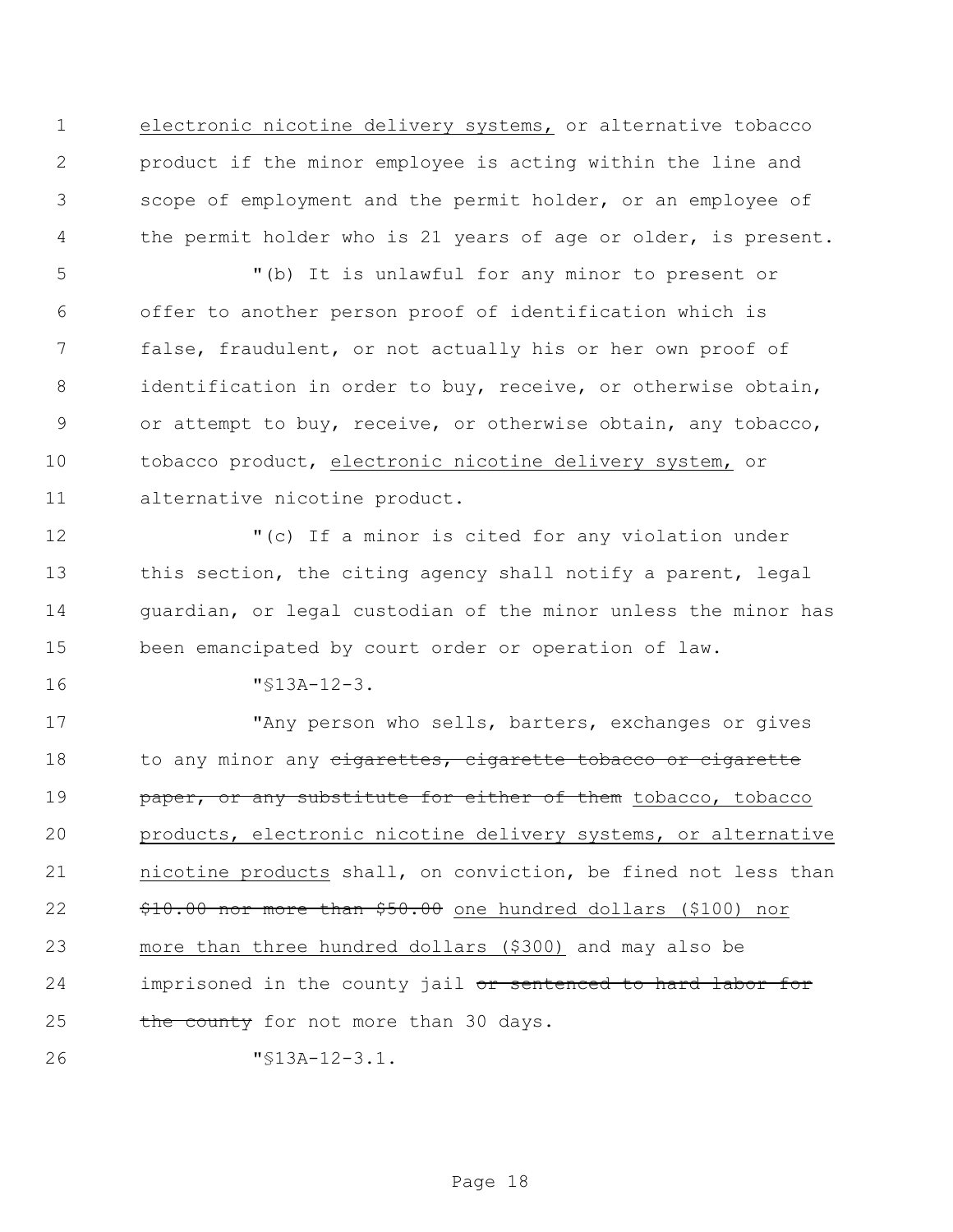electronic nicotine delivery systems, or alternative tobacco product if the minor employee is acting within the line and scope of employment and the permit holder, or an employee of the permit holder who is 21 years of age or older, is present.

"(b) It is unlawful for any minor to present or offer to another person proof of identification which is false, fraudulent, or not actually his or her own proof of identification in order to buy, receive, or otherwise obtain, or attempt to buy, receive, or otherwise obtain, any tobacco, tobacco product, electronic nicotine delivery system, or alternative nicotine product.

"(c) If a minor is cited for any violation under this section, the citing agency shall notify a parent, legal guardian, or legal custodian of the minor unless the minor has been emancipated by court order or operation of law.

"§13A-12-3.

"Any person who sells, barters, exchanges or gives to any minor any ~~cigarettes, cigarette tobacco or cigarette paper, or any substitute for either of them~~ tobacco, tobacco products, electronic nicotine delivery systems, or alternative nicotine products shall, on conviction, be fined not less than ~~$10.00 nor more than $50.00~~ one hundred dollars ($100) nor more than three hundred dollars ($300) and may also be imprisoned in the county jail ~~or sentenced to hard labor for the county~~ for not more than 30 days.

"§13A-12-3.1.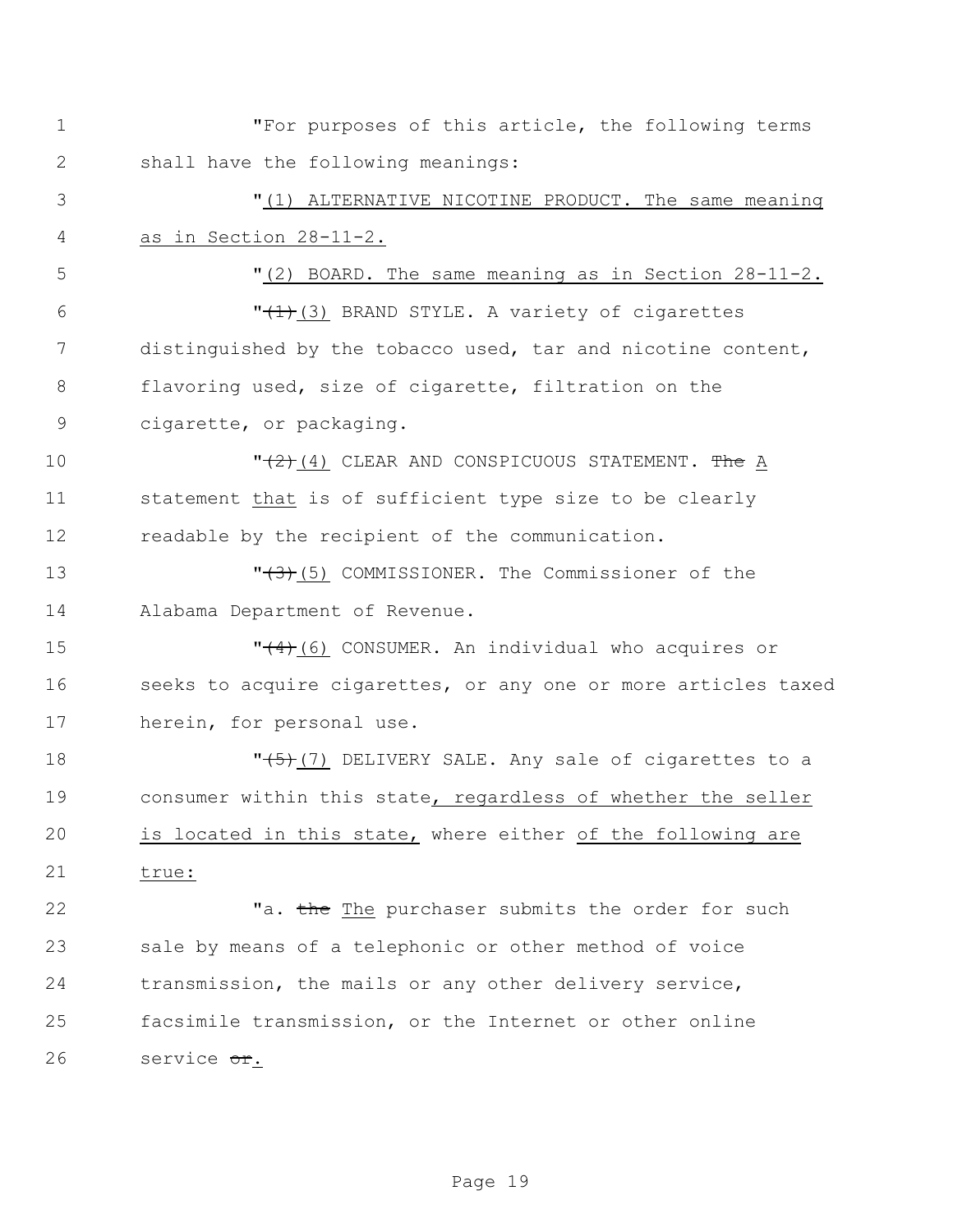"For purposes of this article, the following terms shall have the following meanings:

"(1) ALTERNATIVE NICOTINE PRODUCT. The same meaning as in Section 28-11-2.

"(2) BOARD. The same meaning as in Section 28-11-2.

"~~(1)~~(3) BRAND STYLE. A variety of cigarettes distinguished by the tobacco used, tar and nicotine content, flavoring used, size of cigarette, filtration on the cigarette, or packaging.

"~~(2)~~(4) CLEAR AND CONSPICUOUS STATEMENT. ~~The~~ A statement that is of sufficient type size to be clearly readable by the recipient of the communication.

"~~(3)~~(5) COMMISSIONER. The Commissioner of the Alabama Department of Revenue.

"~~(4)~~(6) CONSUMER. An individual who acquires or seeks to acquire cigarettes, or any one or more articles taxed herein, for personal use.

"~~(5)~~(7) DELIVERY SALE. Any sale of cigarettes to a consumer within this state, regardless of whether the seller is located in this state, where either of the following are true:

"a. ~~the~~ The purchaser submits the order for such sale by means of a telephonic or other method of voice transmission, the mails or any other delivery service, facsimile transmission, or the Internet or other online service ~~or~~.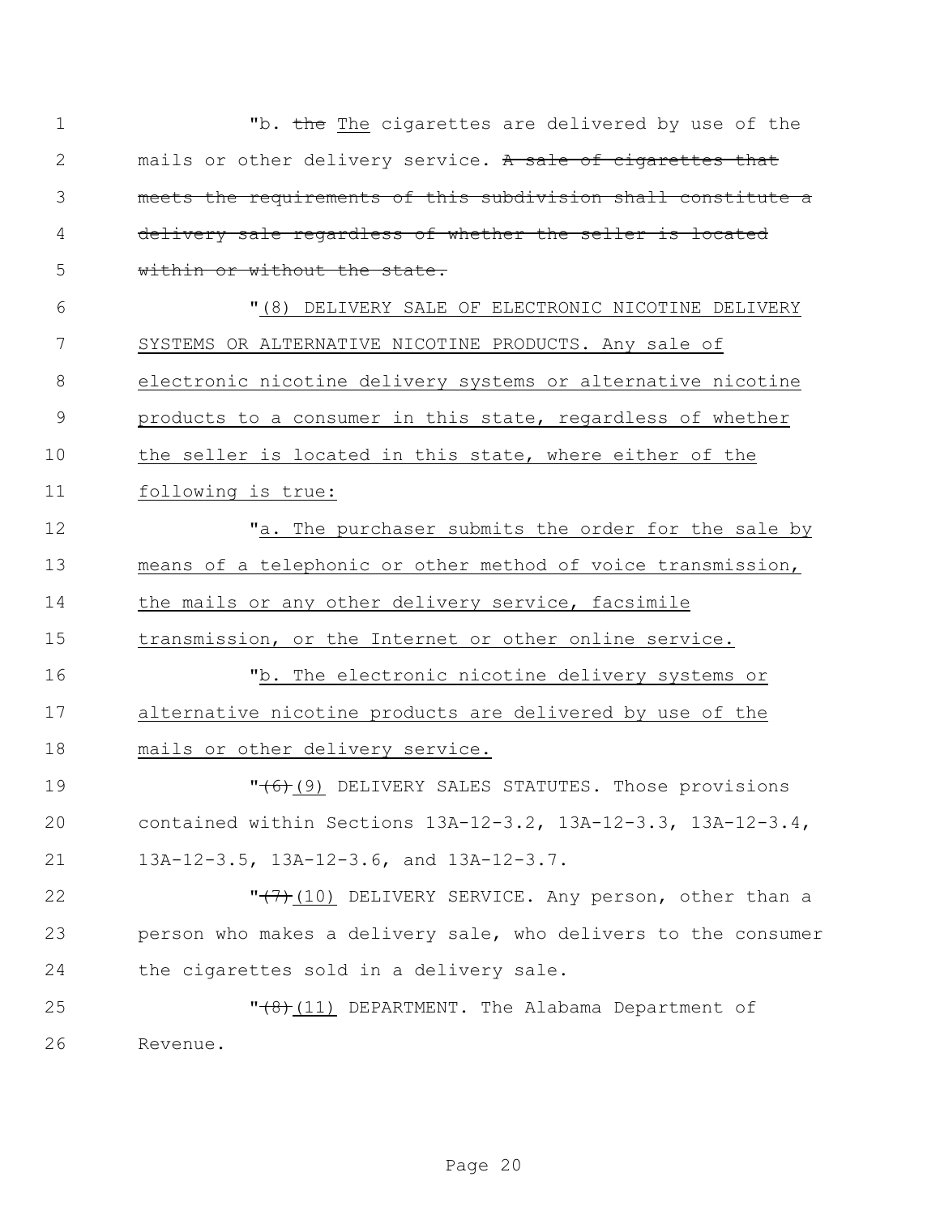"b. ~~the~~ The cigarettes are delivered by use of the mails or other delivery service. ~~A sale of cigarettes that meets the requirements of this subdivision shall constitute a delivery sale regardless of whether the seller is located within or without the state.~~

"(8) DELIVERY SALE OF ELECTRONIC NICOTINE DELIVERY SYSTEMS OR ALTERNATIVE NICOTINE PRODUCTS. Any sale of electronic nicotine delivery systems or alternative nicotine products to a consumer in this state, regardless of whether the seller is located in this state, where either of the following is true:

"a. The purchaser submits the order for the sale by means of a telephonic or other method of voice transmission, the mails or any other delivery service, facsimile transmission, or the Internet or other online service.

"b. The electronic nicotine delivery systems or alternative nicotine products are delivered by use of the mails or other delivery service.

"~~(6)~~(9) DELIVERY SALES STATUTES. Those provisions contained within Sections 13A-12-3.2, 13A-12-3.3, 13A-12-3.4, 13A-12-3.5, 13A-12-3.6, and 13A-12-3.7.

"~~(7)~~(10) DELIVERY SERVICE. Any person, other than a person who makes a delivery sale, who delivers to the consumer the cigarettes sold in a delivery sale.

"~~(8)~~(11) DEPARTMENT. The Alabama Department of Revenue.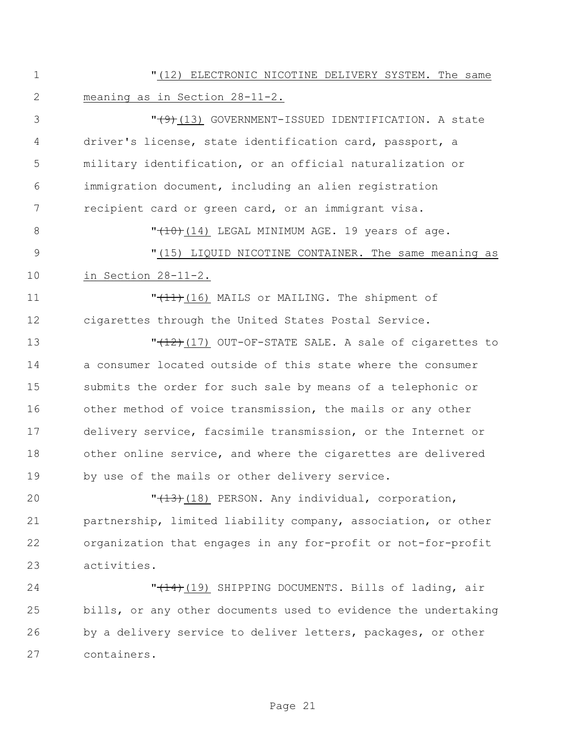"(12) ELECTRONIC NICOTINE DELIVERY SYSTEM. The same meaning as in Section 28-11-2.

"~~(9)~~(13) GOVERNMENT-ISSUED IDENTIFICATION. A state driver's license, state identification card, passport, a military identification, or an official naturalization or immigration document, including an alien registration recipient card or green card, or an immigrant visa.

"~~(10)~~(14) LEGAL MINIMUM AGE. 19 years of age.

"(15) LIQUID NICOTINE CONTAINER. The same meaning as in Section 28-11-2.

"~~(11)~~(16) MAILS or MAILING. The shipment of cigarettes through the United States Postal Service.

"~~(12)~~(17) OUT-OF-STATE SALE. A sale of cigarettes to a consumer located outside of this state where the consumer submits the order for such sale by means of a telephonic or other method of voice transmission, the mails or any other delivery service, facsimile transmission, or the Internet or other online service, and where the cigarettes are delivered by use of the mails or other delivery service.

"~~(13)~~(18) PERSON. Any individual, corporation, partnership, limited liability company, association, or other organization that engages in any for-profit or not-for-profit activities.

"~~(14)~~(19) SHIPPING DOCUMENTS. Bills of lading, air bills, or any other documents used to evidence the undertaking by a delivery service to deliver letters, packages, or other containers.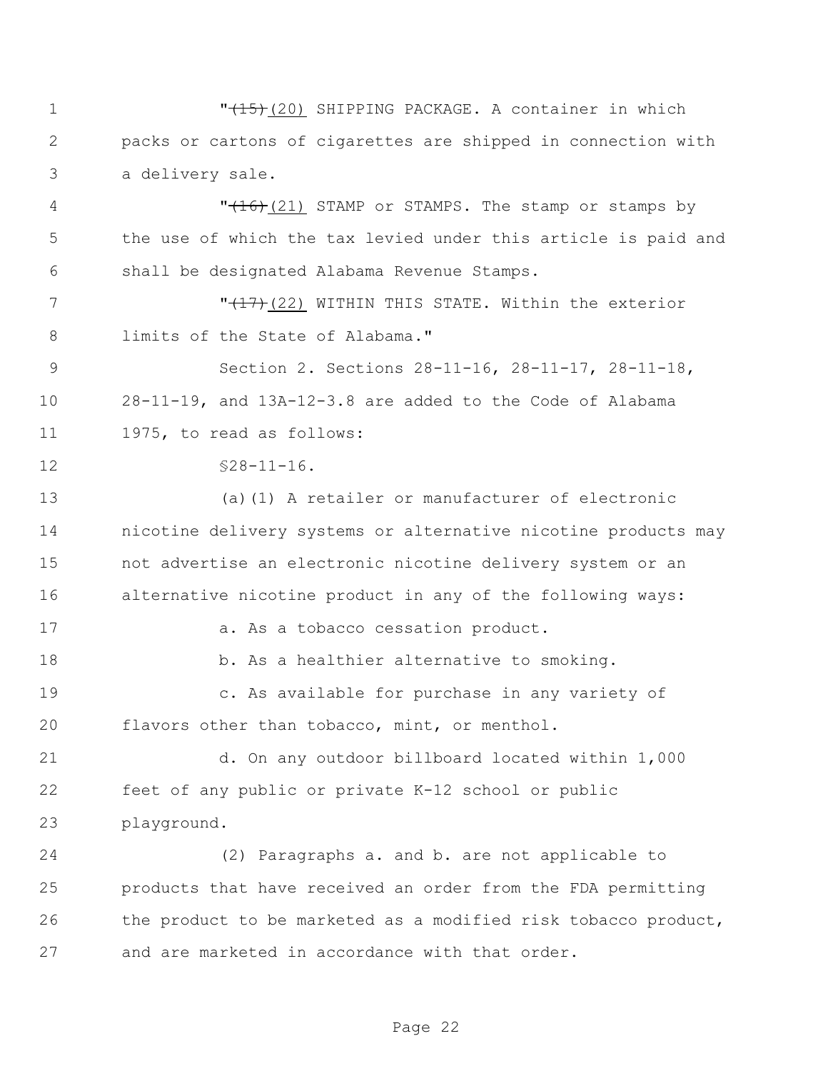"~~(15)~~(20) SHIPPING PACKAGE. A container in which packs or cartons of cigarettes are shipped in connection with a delivery sale.

"~~(16)~~(21) STAMP or STAMPS. The stamp or stamps by the use of which the tax levied under this article is paid and shall be designated Alabama Revenue Stamps.

"~~(17)~~(22) WITHIN THIS STATE. Within the exterior limits of the State of Alabama."

Section 2. Sections 28-11-16, 28-11-17, 28-11-18, 28-11-19, and 13A-12-3.8 are added to the Code of Alabama 1975, to read as follows:

§28-11-16.

(a)(1) A retailer or manufacturer of electronic nicotine delivery systems or alternative nicotine products may not advertise an electronic nicotine delivery system or an alternative nicotine product in any of the following ways:

a. As a tobacco cessation product.

b. As a healthier alternative to smoking.

c. As available for purchase in any variety of flavors other than tobacco, mint, or menthol.

d. On any outdoor billboard located within 1,000 feet of any public or private K-12 school or public playground.

(2) Paragraphs a. and b. are not applicable to products that have received an order from the FDA permitting the product to be marketed as a modified risk tobacco product, and are marketed in accordance with that order.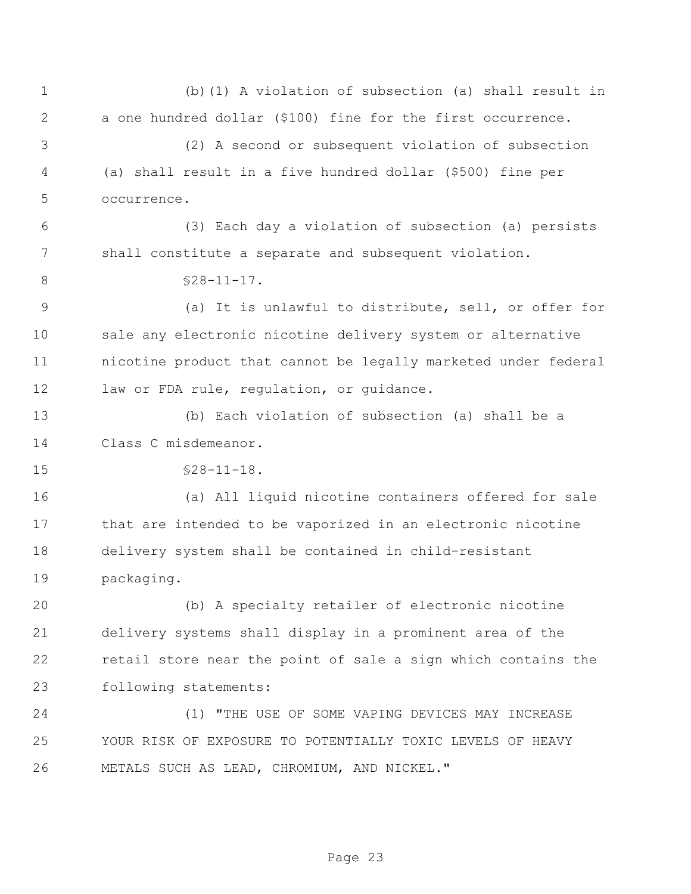(b)(1) A violation of subsection (a) shall result in a one hundred dollar ($100) fine for the first occurrence.

(2) A second or subsequent violation of subsection (a) shall result in a five hundred dollar ($500) fine per occurrence.

(3) Each day a violation of subsection (a) persists shall constitute a separate and subsequent violation.

§28-11-17.

(a) It is unlawful to distribute, sell, or offer for sale any electronic nicotine delivery system or alternative nicotine product that cannot be legally marketed under federal law or FDA rule, regulation, or guidance.

(b) Each violation of subsection (a) shall be a Class C misdemeanor.

§28-11-18.

(a) All liquid nicotine containers offered for sale that are intended to be vaporized in an electronic nicotine delivery system shall be contained in child-resistant packaging.

(b) A specialty retailer of electronic nicotine delivery systems shall display in a prominent area of the retail store near the point of sale a sign which contains the following statements:

(1) "THE USE OF SOME VAPING DEVICES MAY INCREASE YOUR RISK OF EXPOSURE TO POTENTIALLY TOXIC LEVELS OF HEAVY METALS SUCH AS LEAD, CHROMIUM, AND NICKEL."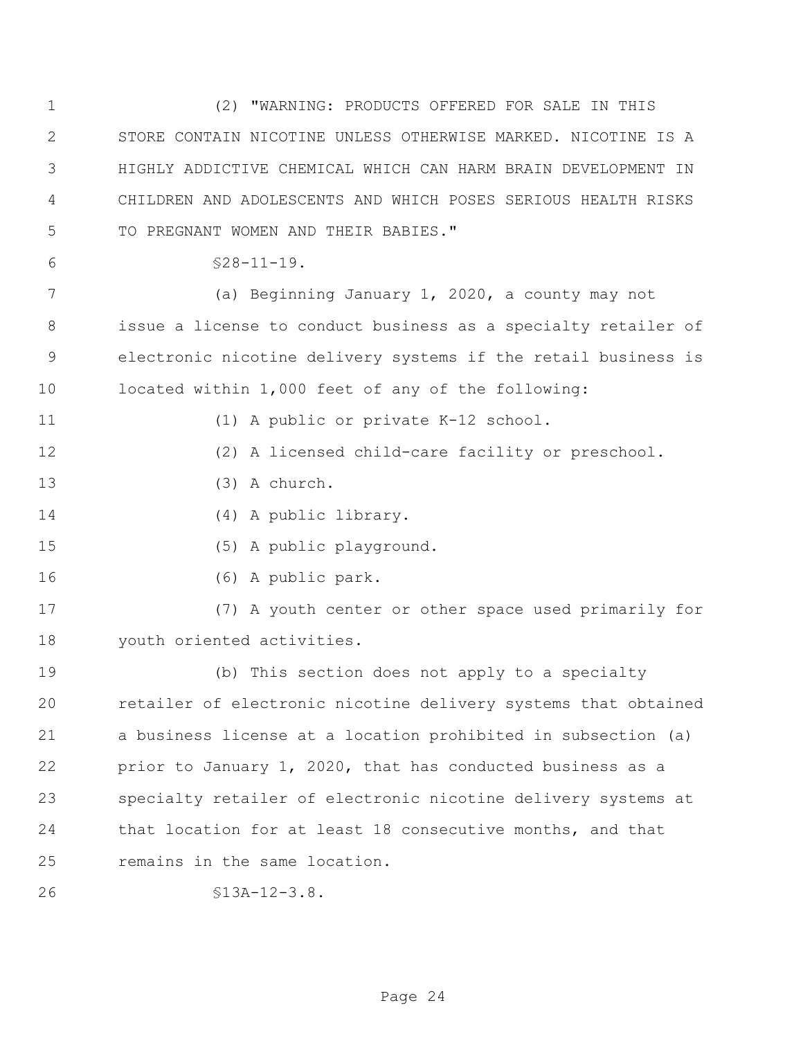(2) "WARNING: PRODUCTS OFFERED FOR SALE IN THIS STORE CONTAIN NICOTINE UNLESS OTHERWISE MARKED. NICOTINE IS A HIGHLY ADDICTIVE CHEMICAL WHICH CAN HARM BRAIN DEVELOPMENT IN CHILDREN AND ADOLESCENTS AND WHICH POSES SERIOUS HEALTH RISKS TO PREGNANT WOMEN AND THEIR BABIES."

§28-11-19.

(a) Beginning January 1, 2020, a county may not issue a license to conduct business as a specialty retailer of electronic nicotine delivery systems if the retail business is located within 1,000 feet of any of the following:

(1) A public or private K-12 school.

(2) A licensed child-care facility or preschool.

(3) A church.

(4) A public library.

(5) A public playground.

(6) A public park.

(7) A youth center or other space used primarily for youth oriented activities.

(b) This section does not apply to a specialty retailer of electronic nicotine delivery systems that obtained a business license at a location prohibited in subsection (a) prior to January 1, 2020, that has conducted business as a specialty retailer of electronic nicotine delivery systems at that location for at least 18 consecutive months, and that remains in the same location.

§13A-12-3.8.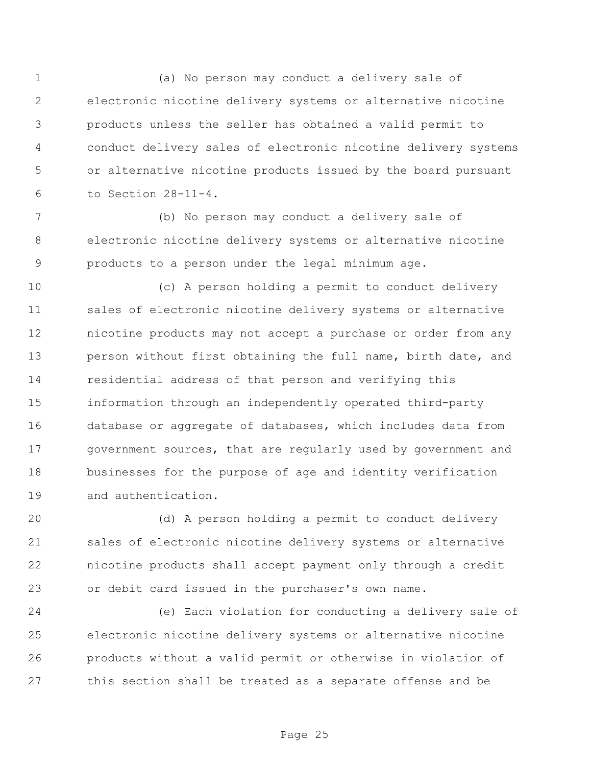(a) No person may conduct a delivery sale of electronic nicotine delivery systems or alternative nicotine products unless the seller has obtained a valid permit to conduct delivery sales of electronic nicotine delivery systems or alternative nicotine products issued by the board pursuant to Section 28-11-4.

(b) No person may conduct a delivery sale of electronic nicotine delivery systems or alternative nicotine products to a person under the legal minimum age.

(c) A person holding a permit to conduct delivery sales of electronic nicotine delivery systems or alternative nicotine products may not accept a purchase or order from any person without first obtaining the full name, birth date, and residential address of that person and verifying this information through an independently operated third-party database or aggregate of databases, which includes data from government sources, that are regularly used by government and businesses for the purpose of age and identity verification and authentication.

(d) A person holding a permit to conduct delivery sales of electronic nicotine delivery systems or alternative nicotine products shall accept payment only through a credit or debit card issued in the purchaser's own name.

(e) Each violation for conducting a delivery sale of electronic nicotine delivery systems or alternative nicotine products without a valid permit or otherwise in violation of this section shall be treated as a separate offense and be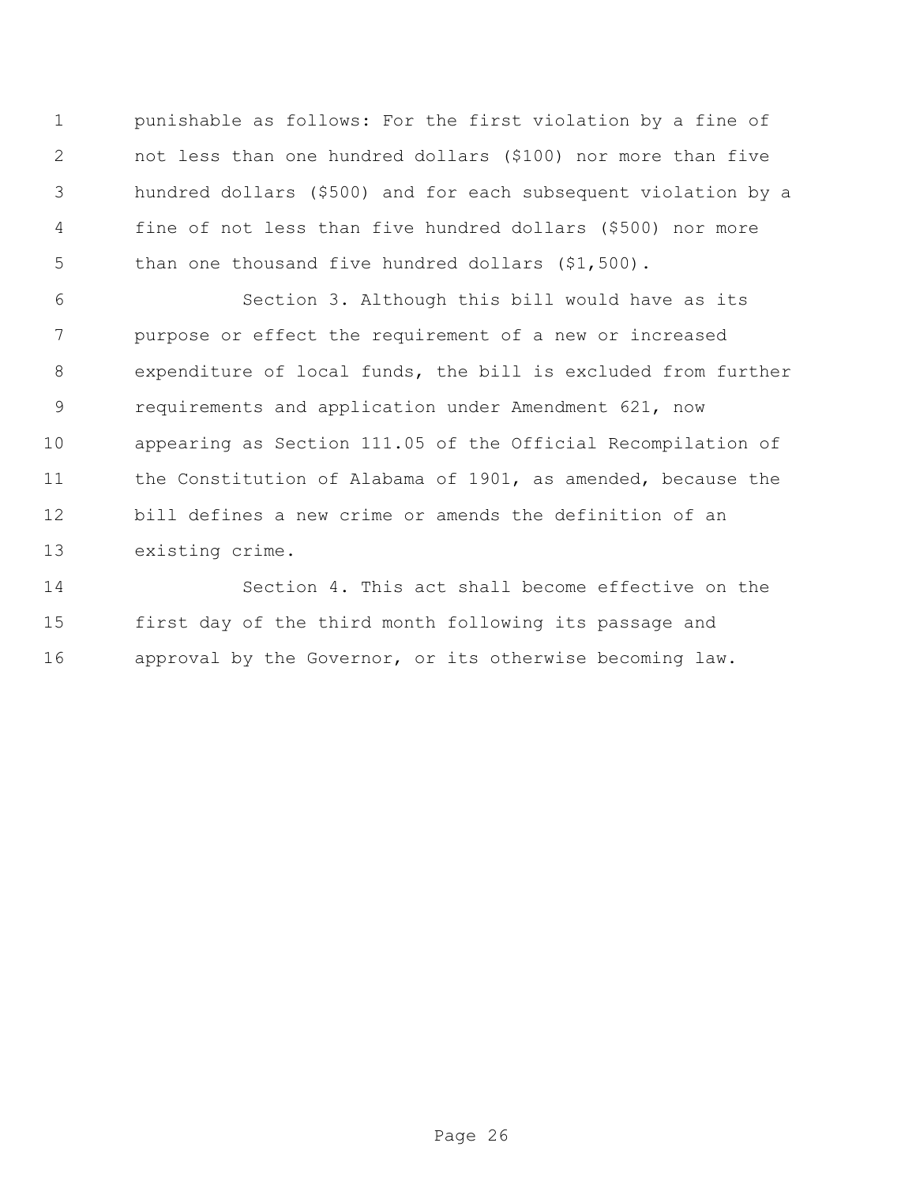punishable as follows: For the first violation by a fine of not less than one hundred dollars ($100) nor more than five hundred dollars ($500) and for each subsequent violation by a fine of not less than five hundred dollars ($500) nor more than one thousand five hundred dollars ($1,500).

Section 3. Although this bill would have as its purpose or effect the requirement of a new or increased expenditure of local funds, the bill is excluded from further requirements and application under Amendment 621, now appearing as Section 111.05 of the Official Recompilation of the Constitution of Alabama of 1901, as amended, because the bill defines a new crime or amends the definition of an existing crime.

Section 4. This act shall become effective on the first day of the third month following its passage and approval by the Governor, or its otherwise becoming law.